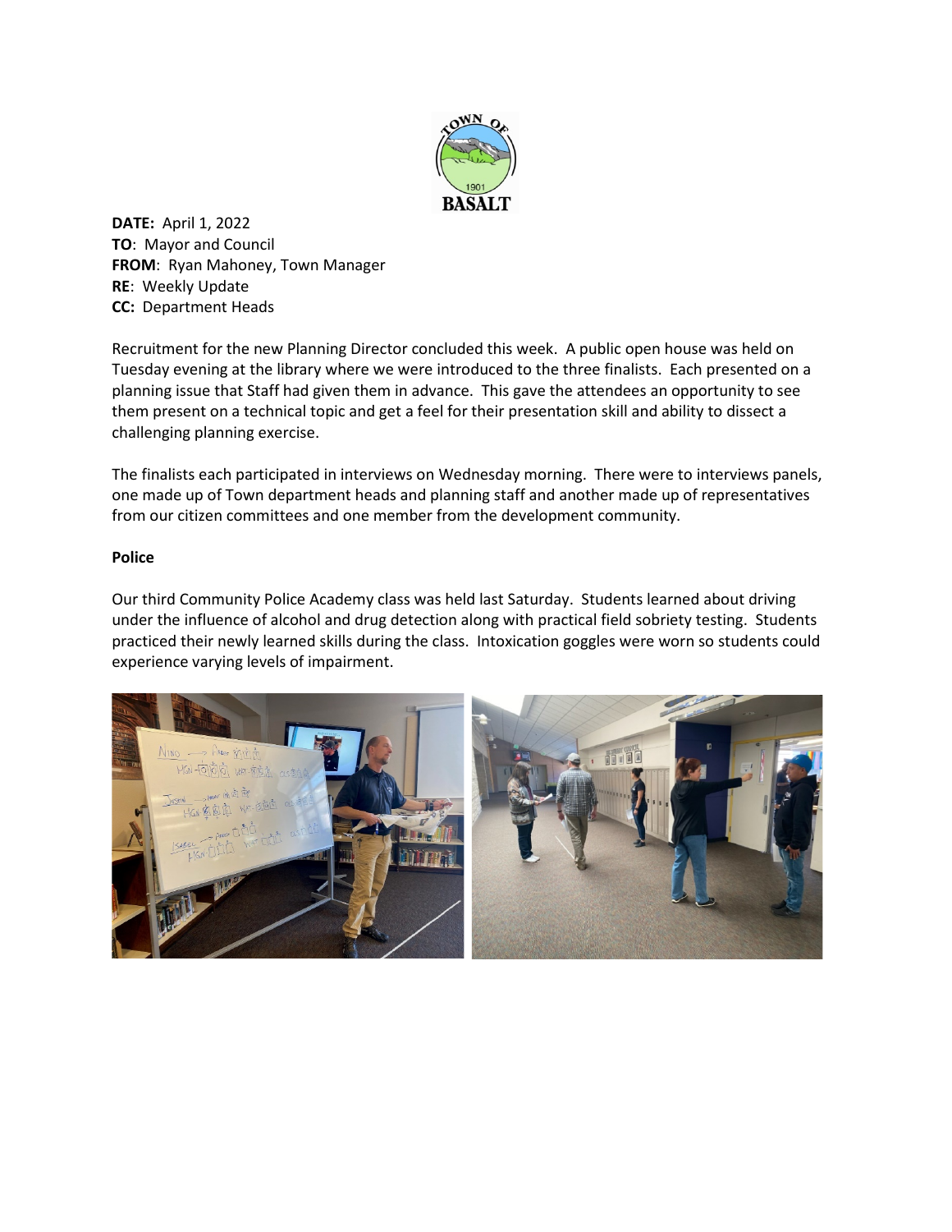**DATE:** April 1, 2022
**TO**: Mayor and Council
**FROM**: Ryan Mahoney, Town Manager
**RE**: Weekly Update
**CC:** Department Heads

Recruitment for the new Planning Director concluded this week. A public open house was held on Tuesday evening at the library where we were introduced to the three finalists. Each presented on a planning issue that Staff had given them in advance. This gave the attendees an opportunity to see them present on a technical topic and get a feel for their presentation skill and ability to dissect a challenging planning exercise.

The finalists each participated in interviews on Wednesday morning. There were to interviews panels, one made up of Town department heads and planning staff and another made up of representatives from our citizen committees and one member from the development community.

**Police**

Our third Community Police Academy class was held last Saturday. Students learned about driving under the influence of alcohol and drug detection along with practical field sobriety testing. Students practiced their newly learned skills during the class. Intoxication goggles were worn so students could experience varying levels of impairment.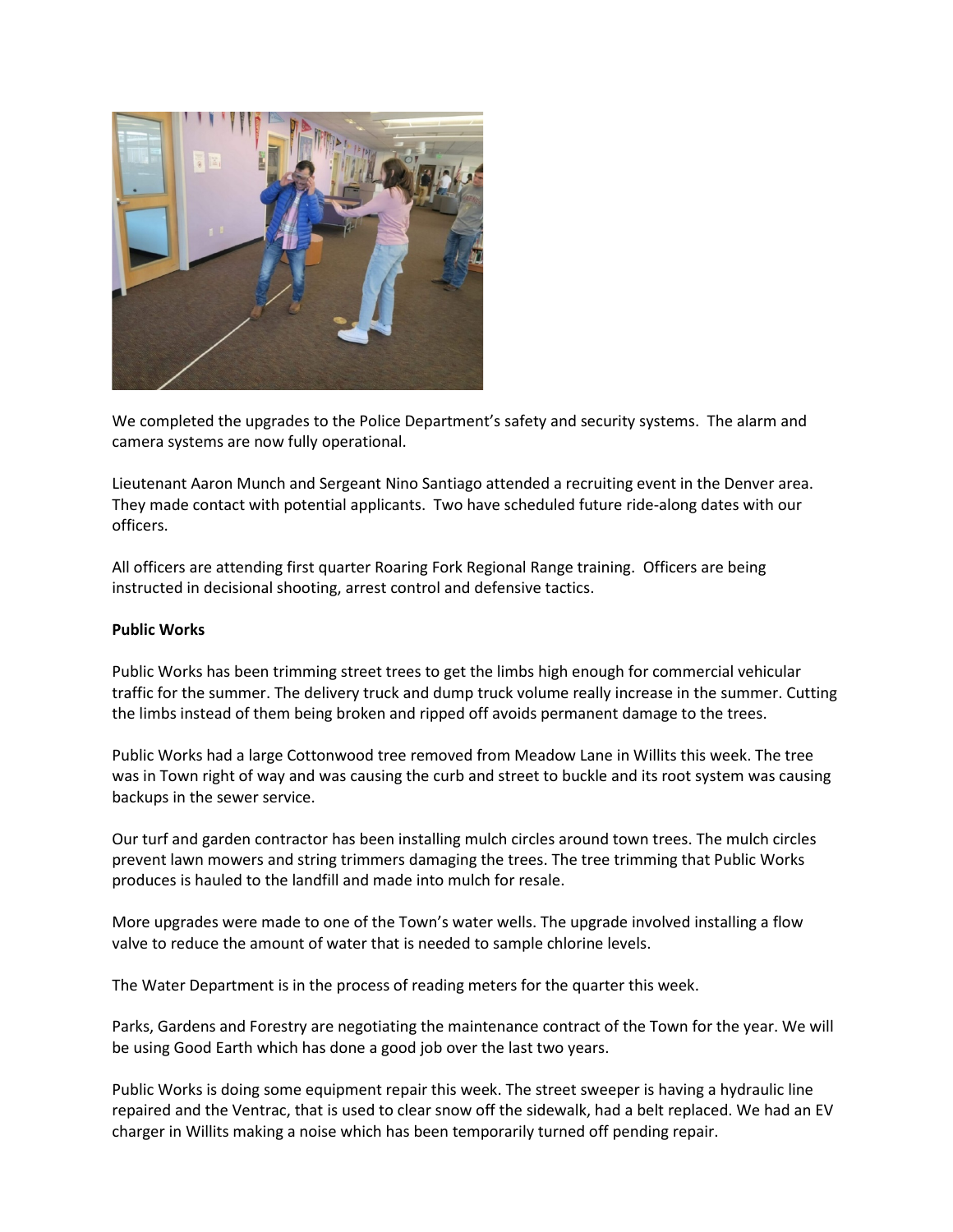We completed the upgrades to the Police Department's safety and security systems. The alarm and camera systems are now fully operational.

Lieutenant Aaron Munch and Sergeant Nino Santiago attended a recruiting event in the Denver area. They made contact with potential applicants. Two have scheduled future ride-along dates with our officers.

All officers are attending first quarter Roaring Fork Regional Range training. Officers are being instructed in decisional shooting, arrest control and defensive tactics.

**Public Works**

Public Works has been trimming street trees to get the limbs high enough for commercial vehicular traffic for the summer. The delivery truck and dump truck volume really increase in the summer. Cutting the limbs instead of them being broken and ripped off avoids permanent damage to the trees.

Public Works had a large Cottonwood tree removed from Meadow Lane in Willits this week. The tree was in Town right of way and was causing the curb and street to buckle and its root system was causing backups in the sewer service.

Our turf and garden contractor has been installing mulch circles around town trees. The mulch circles prevent lawn mowers and string trimmers damaging the trees. The tree trimming that Public Works produces is hauled to the landfill and made into mulch for resale.

More upgrades were made to one of the Town's water wells. The upgrade involved installing a flow valve to reduce the amount of water that is needed to sample chlorine levels.

The Water Department is in the process of reading meters for the quarter this week.

Parks, Gardens and Forestry are negotiating the maintenance contract of the Town for the year. We will be using Good Earth which has done a good job over the last two years.

Public Works is doing some equipment repair this week. The street sweeper is having a hydraulic line repaired and the Ventrac, that is used to clear snow off the sidewalk, had a belt replaced. We had an EV charger in Willits making a noise which has been temporarily turned off pending repair.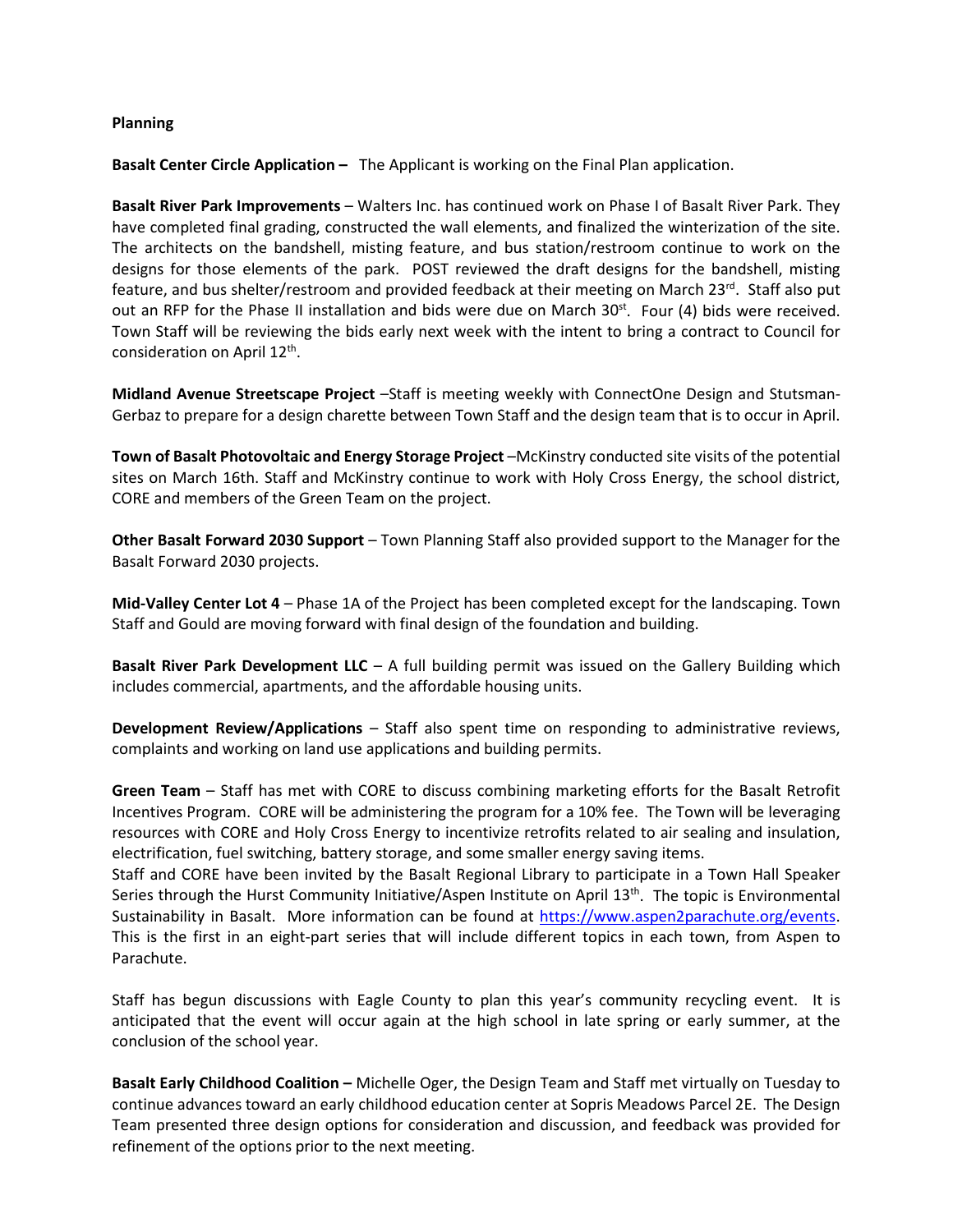**Planning**

**Basalt Center Circle Application –** The Applicant is working on the Final Plan application.

**Basalt River Park Improvements** – Walters Inc. has continued work on Phase I of Basalt River Park. They have completed final grading, constructed the wall elements, and finalized the winterization of the site. The architects on the bandshell, misting feature, and bus station/restroom continue to work on the designs for those elements of the park. POST reviewed the draft designs for the bandshell, misting feature, and bus shelter/restroom and provided feedback at their meeting on March 23rd. Staff also put out an RFP for the Phase II installation and bids were due on March 30st. Four (4) bids were received. Town Staff will be reviewing the bids early next week with the intent to bring a contract to Council for consideration on April 12th.

**Midland Avenue Streetscape Project** –Staff is meeting weekly with ConnectOne Design and Stutsman-Gerbaz to prepare for a design charette between Town Staff and the design team that is to occur in April.

**Town of Basalt Photovoltaic and Energy Storage Project** –McKinstry conducted site visits of the potential sites on March 16th. Staff and McKinstry continue to work with Holy Cross Energy, the school district, CORE and members of the Green Team on the project.

**Other Basalt Forward 2030 Support** – Town Planning Staff also provided support to the Manager for the Basalt Forward 2030 projects.

**Mid-Valley Center Lot 4** – Phase 1A of the Project has been completed except for the landscaping. Town Staff and Gould are moving forward with final design of the foundation and building.

**Basalt River Park Development LLC** – A full building permit was issued on the Gallery Building which includes commercial, apartments, and the affordable housing units.

**Development Review/Applications** – Staff also spent time on responding to administrative reviews, complaints and working on land use applications and building permits.

**Green Team** – Staff has met with CORE to discuss combining marketing efforts for the Basalt Retrofit Incentives Program. CORE will be administering the program for a 10% fee. The Town will be leveraging resources with CORE and Holy Cross Energy to incentivize retrofits related to air sealing and insulation, electrification, fuel switching, battery storage, and some smaller energy saving items.
Staff and CORE have been invited by the Basalt Regional Library to participate in a Town Hall Speaker Series through the Hurst Community Initiative/Aspen Institute on April 13th. The topic is Environmental Sustainability in Basalt. More information can be found at https://www.aspen2parachute.org/events. This is the first in an eight-part series that will include different topics in each town, from Aspen to Parachute.

Staff has begun discussions with Eagle County to plan this year's community recycling event. It is anticipated that the event will occur again at the high school in late spring or early summer, at the conclusion of the school year.

**Basalt Early Childhood Coalition –** Michelle Oger, the Design Team and Staff met virtually on Tuesday to continue advances toward an early childhood education center at Sopris Meadows Parcel 2E. The Design Team presented three design options for consideration and discussion, and feedback was provided for refinement of the options prior to the next meeting.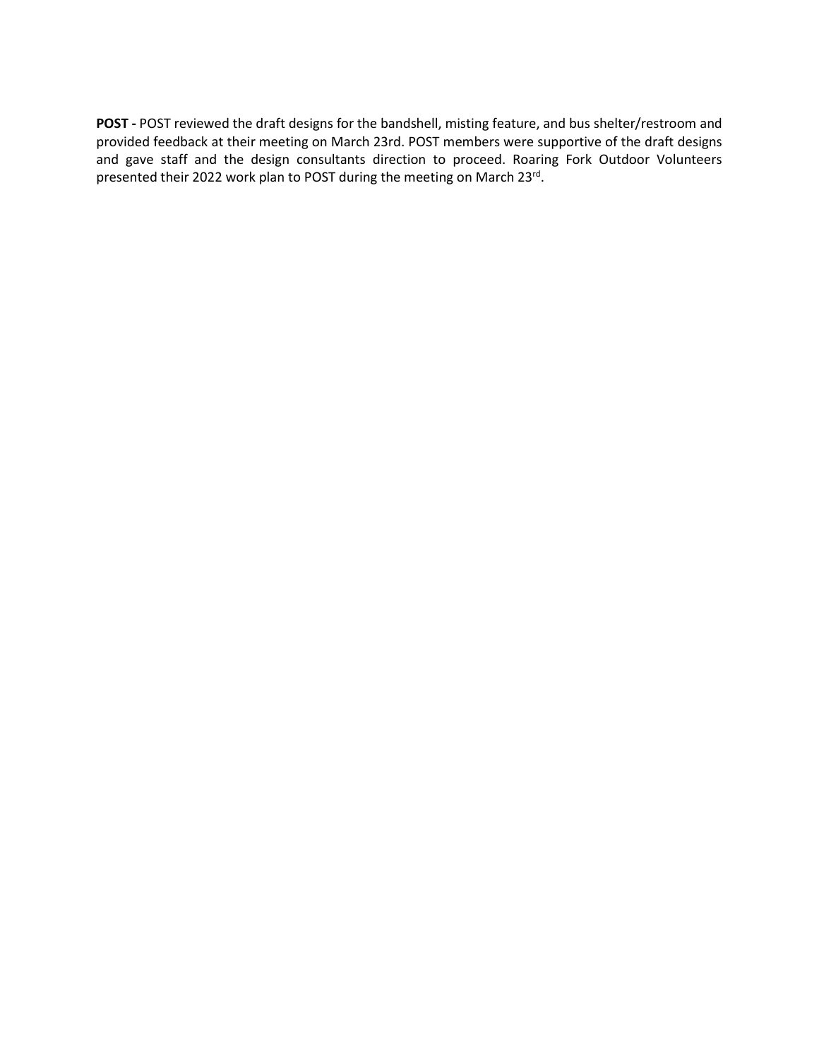**POST -** POST reviewed the draft designs for the bandshell, misting feature, and bus shelter/restroom and provided feedback at their meeting on March 23rd. POST members were supportive of the draft designs and gave staff and the design consultants direction to proceed. Roaring Fork Outdoor Volunteers presented their 2022 work plan to POST during the meeting on March 23rd.